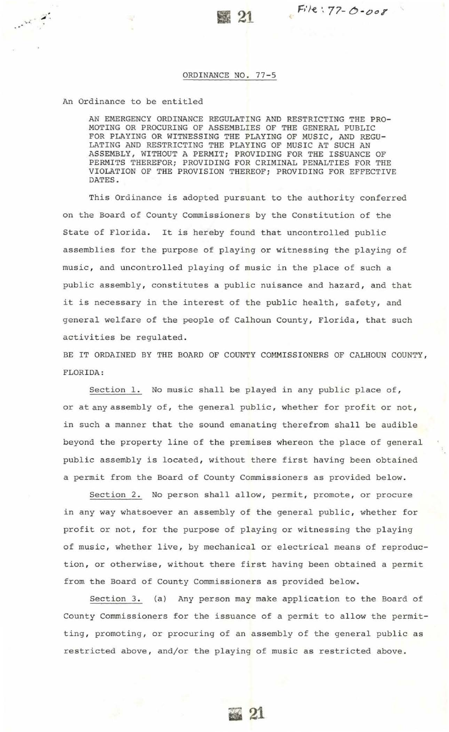File: 77-O-008

## ORDINANCE NO. 77-5

An Ordinance to be entitled

> AN EMERGENCY ORDINANCE REGULATING AND RESTRICTING THE PROMOTING OR PROCURING OF ASSEMBLIES OF THE GENERAL PUBLIC FOR PLAYING OR WITNESSING THE PLAYING OF MUSIC, AND REGULATING AND RESTRICTING THE PLAYING OF MUSIC AT SUCH AN ASSEMBLY, WITHOUT A PERMIT; PROVIDING FOR THE ISSUANCE OF PERMITS THEREFOR; PROVIDING FOR CRIMINAL PENALTIES FOR THE VIOLATION OF THE PROVISION THEREOF; PROVIDING FOR EFFECTIVE DATES.

This Ordinance is adopted pursuant to the authority conferred on the Board of County Commissioners by the Constitution of the State of Florida. It is hereby found that uncontrolled public assemblies for the purpose of playing or witnessing the playing of music, and uncontrolled playing of music in the place of such a public assembly, constitutes a public nuisance and hazard, and that it is necessary in the interest of the public health, safety, and general welfare of the people of Calhoun County, Florida, that such activities be regulated.

BE IT ORDAINED BY THE BOARD OF COUNTY COMMISSIONERS OF CALHOUN COUNTY, FLORIDA:

Section 1. No music shall be played in any public place of, or at any assembly of, the general public, whether for profit or not, in such a manner that the sound emanating therefrom shall be audible beyond the property line of the premises whereon the place of general public assembly is located, without there first having been obtained a permit from the Board of County Commissioners as provided below.

Section 2. No person shall allow, permit, promote, or procure in any way whatsoever an assembly of the general public, whether for profit or not, for the purpose of playing or witnessing the playing of music, whether live, by mechanical or electrical means of reproduction, or otherwise, without there first having been obtained a permit from the Board of County Commissioners as provided below.

Section 3. (a) Any person may make application to the Board of County Commissioners for the issuance of a permit to allow the permitting, promoting, or procuring of an assembly of the general public as restricted above, and/or the playing of music as restricted above.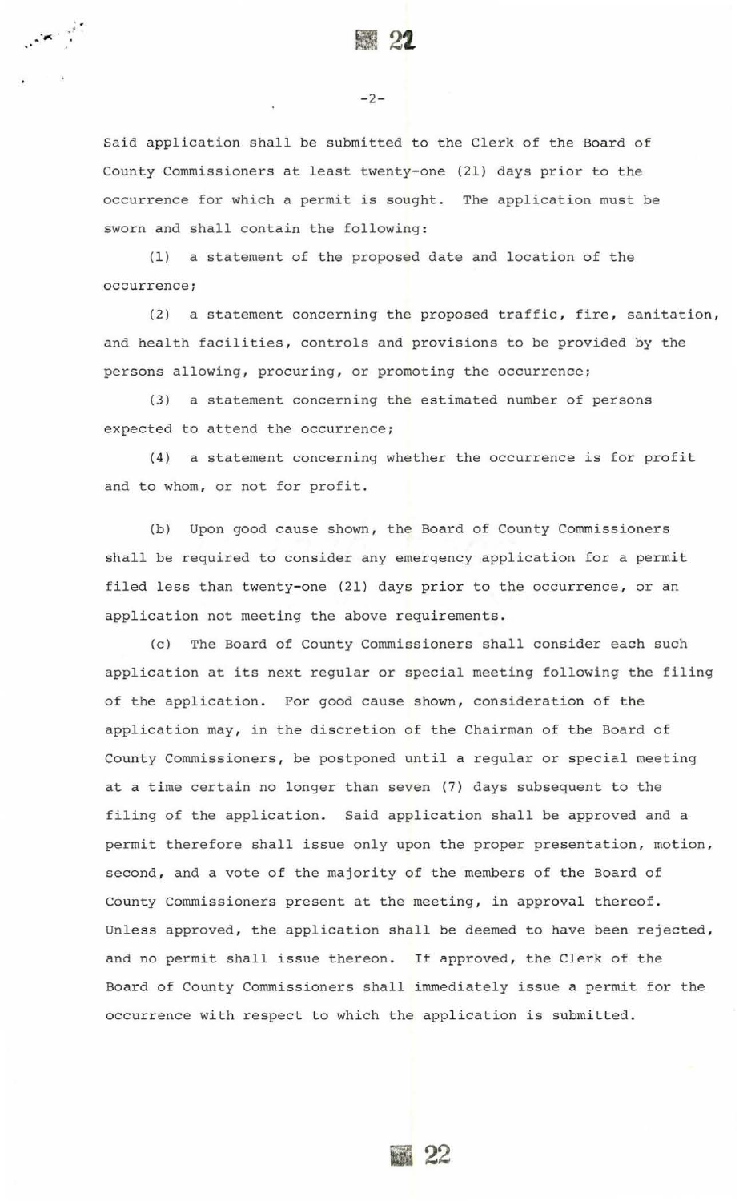Said application shall be submitted to the Clerk of the Board of County Commissioners at least twenty-one (21) days prior to the occurrence for which a permit is sought. The application must be sworn and shall contain the following:

(1) a statement of the proposed date and location of the occurrence;

(2) a statement concerning the proposed traffic, fire, sanitation, and health facilities, controls and provisions to be provided by the persons allowing, procuring, or promoting the occurrence;

(3) a statement concerning the estimated number of persons expected to attend the occurrence;

(4) a statement concerning whether the occurrence is for profit and to whom, or not for profit.

(b) Upon good cause shown, the Board of County Commissioners shall be required to consider any emergency application for a permit filed less than twenty-one (21) days prior to the occurrence, or an application not meeting the above requirements.

(c) The Board of County Commissioners shall consider each such application at its next regular or special meeting following the filing of the application. For good cause shown, consideration of the application may, in the discretion of the Chairman of the Board of County Commissioners, be postponed until a regular or special meeting at a time certain no longer than seven (7) days subsequent to the filing of the application. Said application shall be approved and a permit therefore shall issue only upon the proper presentation, motion, second, and a vote of the majority of the members of the Board of County Commissioners present at the meeting, in approval thereof. Unless approved, the application shall be deemed to have been rejected, and no permit shall issue thereon. If approved, the Clerk of the Board of County Commissioners shall immediately issue a permit for the occurrence with respect to which the application is submitted.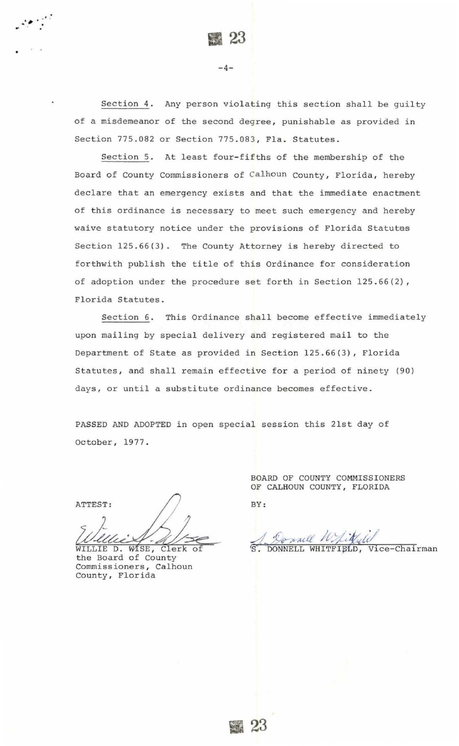Section 4. Any person violating this section shall be guilty of a misdemeanor of the second degree, punishable as provided in Section 775.082 or Section 775.083, Fla. Statutes.

Section 5. At least four-fifths of the membership of the Board of County Commissioners of Calhoun County, Florida, hereby declare that an emergency exists and that the immediate enactment of this ordinance is necessary to meet such emergency and hereby waive statutory notice under the provisions of Florida Statutes Section 125.66(3). The County Attorney is hereby directed to forthwith publish the title of this Ordinance for consideration of adoption under the procedure set forth in Section 125.66(2), Florida Statutes.

Section 6. This Ordinance shall become effective immediately upon mailing by special delivery and registered mail to the Department of State as provided in Section 125.66(3), Florida Statutes, and shall remain effective for a period of ninety (90) days, or until a substitute ordinance becomes effective.

PASSED AND ADOPTED in open special session this 21st day of October, 1977.

BOARD OF COUNTY COMMISSIONERS
OF CALHOUN COUNTY, FLORIDA

ATTEST:

WILLIE D. WISE, Clerk of the Board of County Commissioners, Calhoun County, Florida

BY:

S. DONNELL WHITFIELD, Vice-Chairman